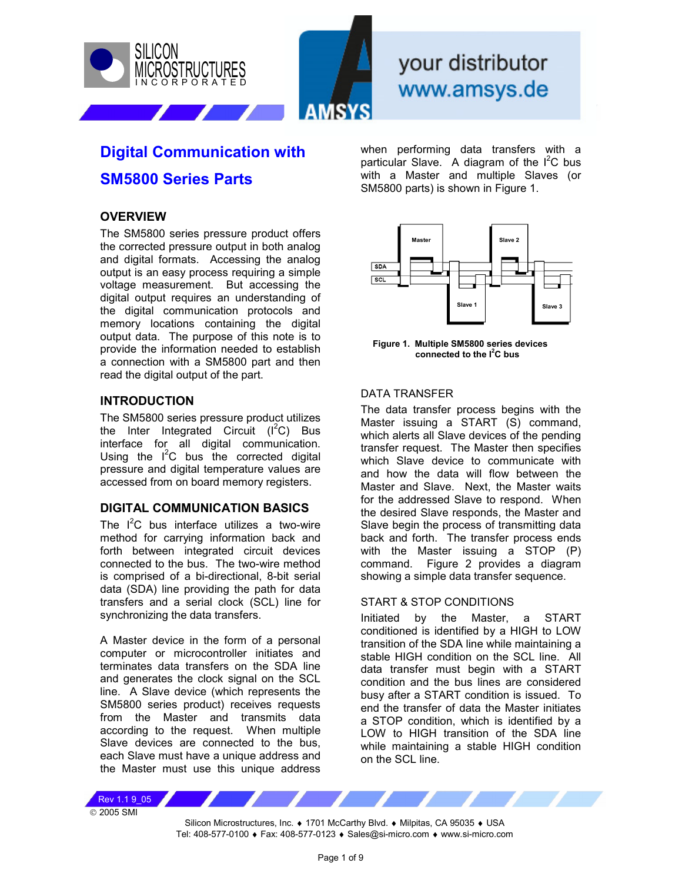# Digital Communication with SM5800 Series Parts

## OVERVIEW

The SM5800 series pressure product offers the corrected pressure output in both analog and digital formats. Accessing the analog output is an easy process requiring a simple voltage measurement. But accessing the digital output requires an understanding of the digital communication protocols and memory locations containing the digital output data. The purpose of this note is to provide the information needed to establish a connection with a SM5800 part and then read the digital output of the part.

## INTRODUCTION

The SM5800 series pressure product utilizes the Inter Integrated Circuit ($I^2C$) Bus interface for all digital communication. Using the $I^2C$ bus the corrected digital pressure and digital temperature values are accessed from on board memory registers.

## DIGITAL COMMUNICATION BASICS

The $I^2C$ bus interface utilizes a two-wire method for carrying information back and forth between integrated circuit devices connected to the bus. The two-wire method is comprised of a bi-directional, 8-bit serial data (SDA) line providing the path for data transfers and a serial clock (SCL) line for synchronizing the data transfers.

A Master device in the form of a personal computer or microcontroller initiates and terminates data transfers on the SDA line and generates the clock signal on the SCL line. A Slave device (which represents the SM5800 series product) receives requests from the Master and transmits data according to the request. When multiple Slave devices are connected to the bus, each Slave must have a unique address and the Master must use this unique address when performing data transfers with a particular Slave. A diagram of the $I^2C$ bus with a Master and multiple Slaves (or SM5800 parts) is shown in Figure 1.

Master | Slave 2 | SDA | SCL | Slave 1 | Slave 3

**Figure 1. Multiple SM5800 series devices connected to the $I^2C$ bus**

### DATA TRANSFER

The data transfer process begins with the Master issuing a START (S) command, which alerts all Slave devices of the pending transfer request. The Master then specifies which Slave device to communicate with and how the data will flow between the Master and Slave. Next, the Master waits for the addressed Slave to respond. When the desired Slave responds, the Master and Slave begin the process of transmitting data back and forth. The transfer process ends with the Master issuing a STOP (P) command. Figure 2 provides a diagram showing a simple data transfer sequence.

### START & STOP CONDITIONS

Initiated by the Master, a START conditioned is identified by a HIGH to LOW transition of the SDA line while maintaining a stable HIGH condition on the SCL line. All data transfer must begin with a START condition and the bus lines are considered busy after a START condition is issued. To end the transfer of data the Master initiates a STOP condition, which is identified by a LOW to HIGH transition of the SDA line while maintaining a stable HIGH condition on the SCL line.

Rev 1.1 9_05
© 2005 SMI

Silicon Microstructures, Inc. ♦ 1701 McCarthy Blvd. ♦ Milpitas, CA 95035 ♦ USA
Tel: 408-577-0100 ♦ Fax: 408-577-0123 ♦ Sales@si-micro.com ♦ www.si-micro.com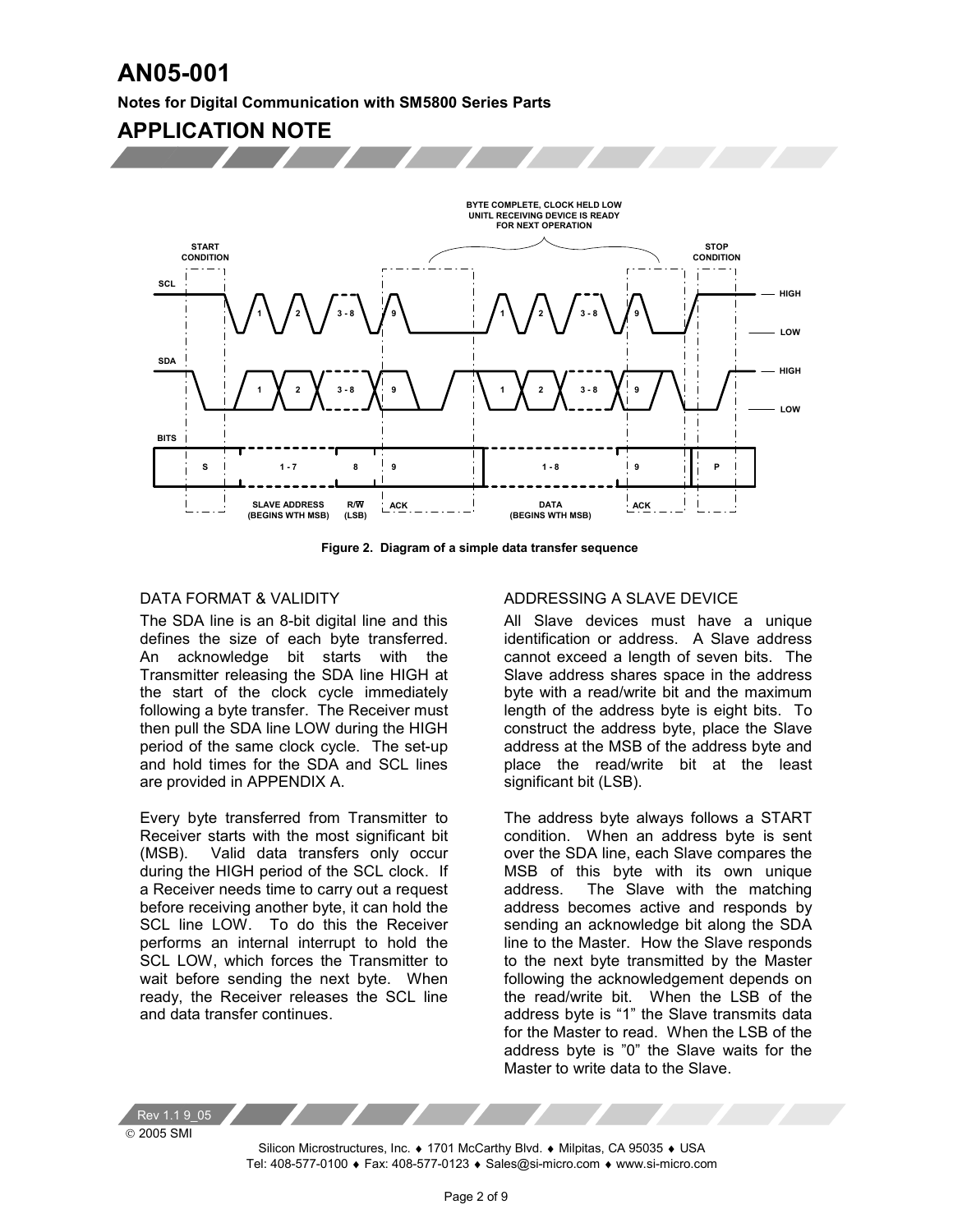Figure 2. Diagram of a simple data transfer sequence

### DATA FORMAT & VALIDITY

The SDA line is an 8-bit digital line and this defines the size of each byte transferred. An acknowledge bit starts with the Transmitter releasing the SDA line HIGH at the start of the clock cycle immediately following a byte transfer. The Receiver must then pull the SDA line LOW during the HIGH period of the same clock cycle. The set-up and hold times for the SDA and SCL lines are provided in APPENDIX A.

Every byte transferred from Transmitter to Receiver starts with the most significant bit (MSB). Valid data transfers only occur during the HIGH period of the SCL clock. If a Receiver needs time to carry out a request before receiving another byte, it can hold the SCL line LOW. To do this the Receiver performs an internal interrupt to hold the SCL LOW, which forces the Transmitter to wait before sending the next byte. When ready, the Receiver releases the SCL line and data transfer continues.

### ADDRESSING A SLAVE DEVICE

All Slave devices must have a unique identification or address. A Slave address cannot exceed a length of seven bits. The Slave address shares space in the address byte with a read/write bit and the maximum length of the address byte is eight bits. To construct the address byte, place the Slave address at the MSB of the address byte and place the read/write bit at the least significant bit (LSB).

The address byte always follows a START condition. When an address byte is sent over the SDA line, each Slave compares the MSB of this byte with its own unique address. The Slave with the matching address becomes active and responds by sending an acknowledge bit along the SDA line to the Master. How the Slave responds to the next byte transmitted by the Master following the acknowledgement depends on the read/write bit. When the LSB of the address byte is "1" the Slave transmits data for the Master to read. When the LSB of the address byte is "0" the Slave waits for the Master to write data to the Slave.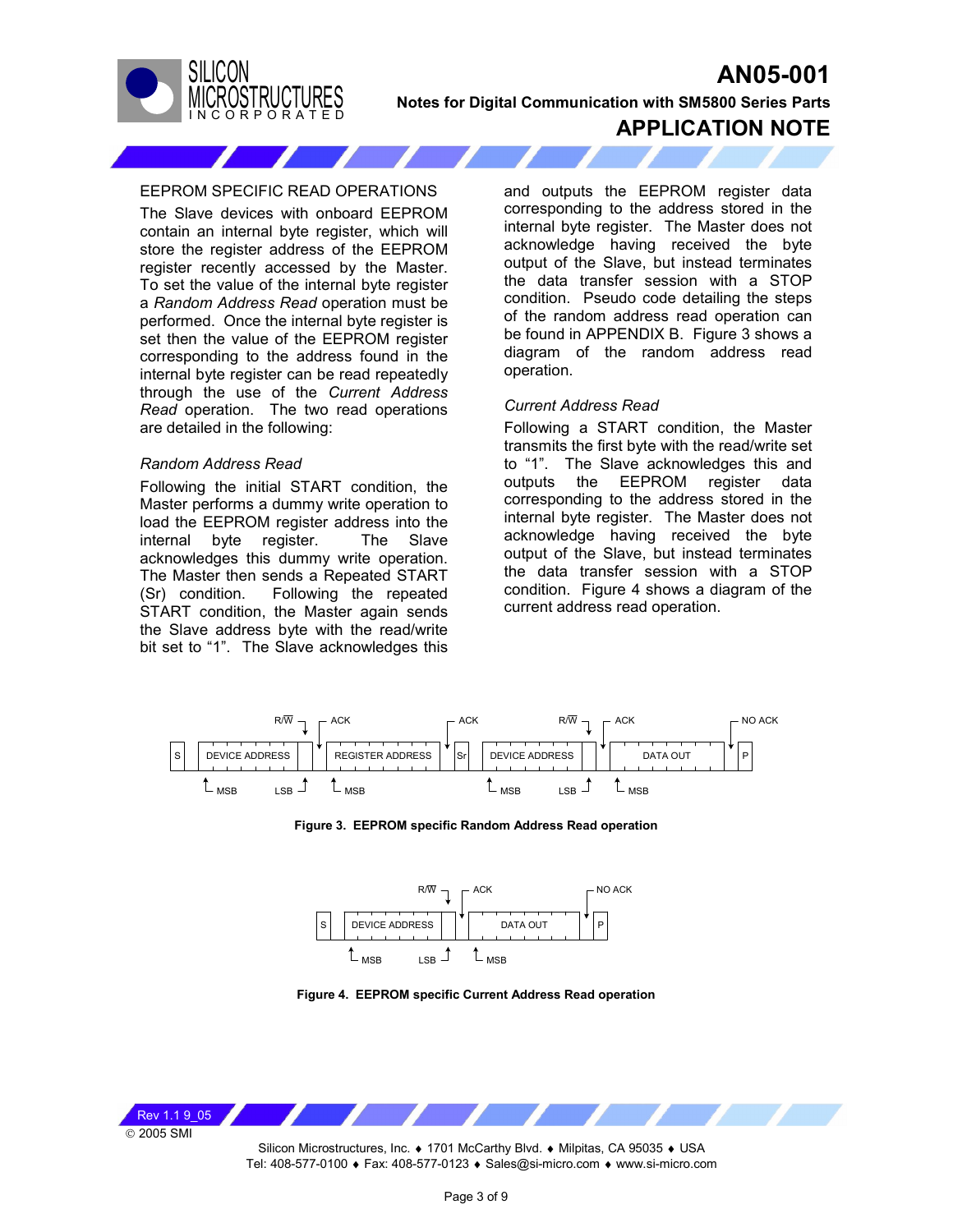## EEPROM SPECIFIC READ OPERATIONS

The Slave devices with onboard EEPROM contain an internal byte register, which will store the register address of the EEPROM register recently accessed by the Master. To set the value of the internal byte register a *Random Address Read* operation must be performed. Once the internal byte register is set then the value of the EEPROM register corresponding to the address found in the internal byte register can be read repeatedly through the use of the *Current Address Read* operation. The two read operations are detailed in the following:

### *Random Address Read*

Following the initial START condition, the Master performs a dummy write operation to load the EEPROM register address into the internal byte register. The Slave acknowledges this dummy write operation. The Master then sends a Repeated START (Sr) condition. Following the repeated START condition, the Master again sends the Slave address byte with the read/write bit set to "1". The Slave acknowledges this and outputs the EEPROM register data corresponding to the address stored in the internal byte register. The Master does not acknowledge having received the byte output of the Slave, but instead terminates the data transfer session with a STOP condition. Pseudo code detailing the steps of the random address read operation can be found in APPENDIX B. Figure 3 shows a diagram of the random address read operation.

### *Current Address Read*

Following a START condition, the Master transmits the first byte with the read/write set to "1". The Slave acknowledges this and outputs the EEPROM register data corresponding to the address stored in the internal byte register. The Master does not acknowledge having received the byte output of the Slave, but instead terminates the data transfer session with a STOP condition. Figure 4 shows a diagram of the current address read operation.

| S | DEVICE ADDRESS | R/$\overline{W}$ | ACK | REGISTER ADDRESS | ACK | Sr | DEVICE ADDRESS | R/$\overline{W}$ | ACK | DATA OUT | NO ACK | P |
|---|---|---|---|---|---|---|---|---|---|---|---|---|
| | MSB … LSB | | | MSB … | | | MSB … LSB | | | MSB … | | |

**Figure 3. EEPROM specific Random Address Read operation**

| S | DEVICE ADDRESS | R/$\overline{W}$ | ACK | DATA OUT | NO ACK | P |
|---|---|---|---|---|---|---|
| | MSB … LSB | | | MSB … | | |

**Figure 4. EEPROM specific Current Address Read operation**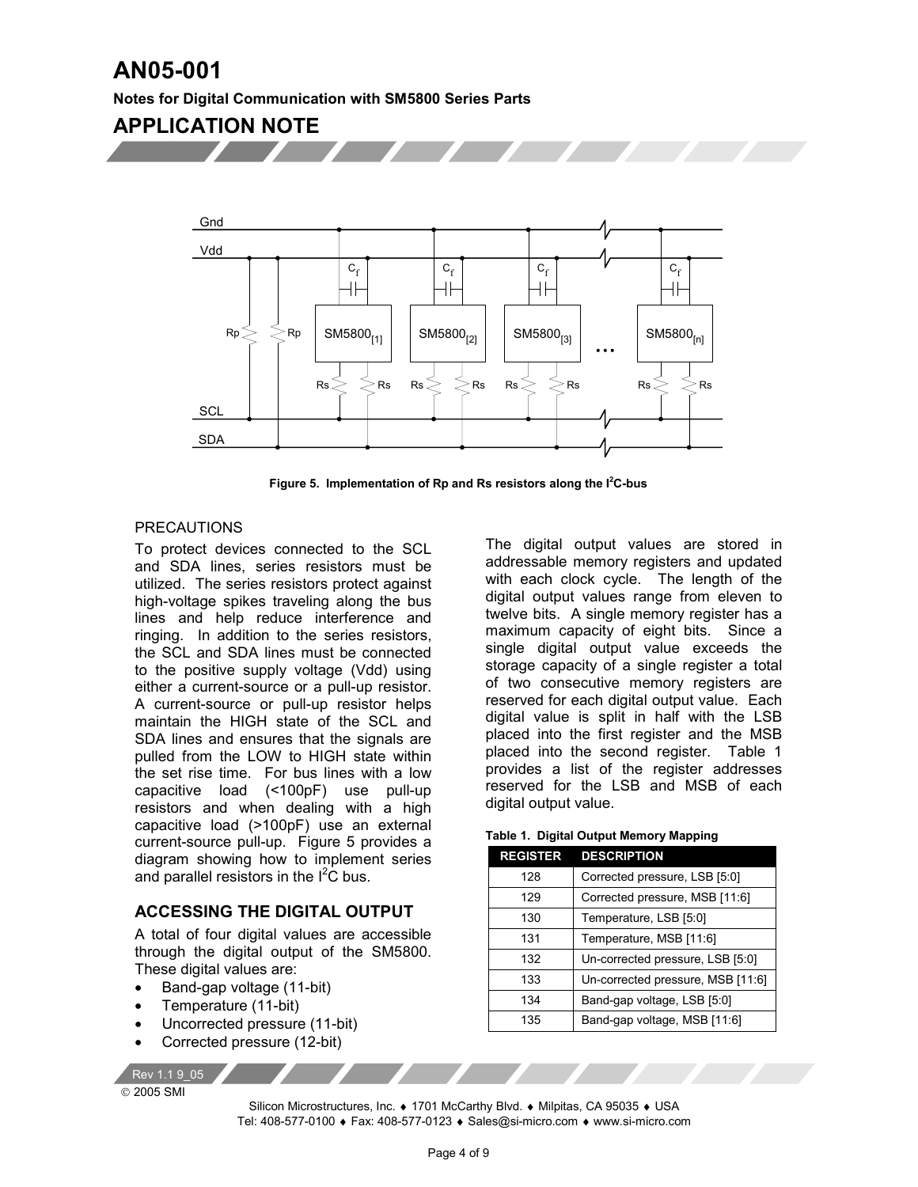Figure 5. Implementation of Rp and Rs resistors along the $I^2C$-bus

PRECAUTIONS

To protect devices connected to the SCL and SDA lines, series resistors must be utilized. The series resistors protect against high-voltage spikes traveling along the bus lines and help reduce interference and ringing. In addition to the series resistors, the SCL and SDA lines must be connected to the positive supply voltage (Vdd) using either a current-source or a pull-up resistor. A current-source or pull-up resistor helps maintain the HIGH state of the SCL and SDA lines and ensures that the signals are pulled from the LOW to HIGH state within the set rise time. For bus lines with a low capacitive load (<100pF) use pull-up resistors and when dealing with a high capacitive load (>100pF) use an external current-source pull-up. Figure 5 provides a diagram showing how to implement series and parallel resistors in the $I^2C$ bus.

## ACCESSING THE DIGITAL OUTPUT

A total of four digital values are accessible through the digital output of the SM5800. These digital values are:

- Band-gap voltage (11-bit)
- Temperature (11-bit)
- Uncorrected pressure (11-bit)
- Corrected pressure (12-bit)

The digital output values are stored in addressable memory registers and updated with each clock cycle. The length of the digital output values range from eleven to twelve bits. A single memory register has a maximum capacity of eight bits. Since a single digital output value exceeds the storage capacity of a single register a total of two consecutive memory registers are reserved for each digital output value. Each digital value is split in half with the LSB placed into the first register and the MSB placed into the second register. Table 1 provides a list of the register addresses reserved for the LSB and MSB of each digital output value.

**Table 1. Digital Output Memory Mapping**

| REGISTER | DESCRIPTION |
|---|---|
| 128 | Corrected pressure, LSB [5:0] |
| 129 | Corrected pressure, MSB [11:6] |
| 130 | Temperature, LSB [5:0] |
| 131 | Temperature, MSB [11:6] |
| 132 | Un-corrected pressure, LSB [5:0] |
| 133 | Un-corrected pressure, MSB [11:6] |
| 134 | Band-gap voltage, LSB [5:0] |
| 135 | Band-gap voltage, MSB [11:6] |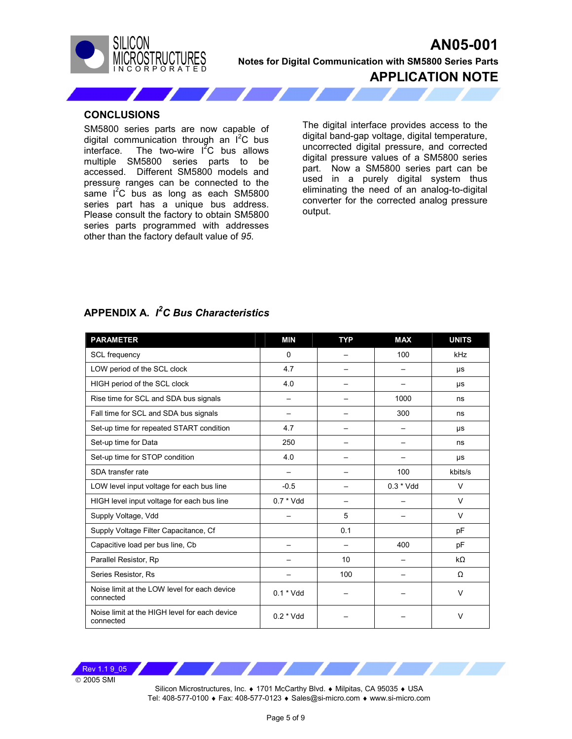## CONCLUSIONS

SM5800 series parts are now capable of digital communication through an $I^2C$ bus interface. The two-wire $I^2C$ bus allows multiple SM5800 series parts to be accessed. Different SM5800 models and pressure ranges can be connected to the same $I^2C$ bus as long as each SM5800 series part has a unique bus address. Please consult the factory to obtain SM5800 series parts programmed with addresses other than the factory default value of *95*.

The digital interface provides access to the digital band-gap voltage, digital temperature, uncorrected digital pressure, and corrected digital pressure values of a SM5800 series part. Now a SM5800 series part can be used in a purely digital system thus eliminating the need of an analog-to-digital converter for the corrected analog pressure output.

## APPENDIX A. *$I^2C$ Bus Characteristics*

| PARAMETER | MIN | TYP | MAX | UNITS |
|---|---|---|---|---|
| SCL frequency | 0 | – | 100 | kHz |
| LOW period of the SCL clock | 4.7 | – | – | µs |
| HIGH period of the SCL clock | 4.0 | – | – | µs |
| Rise time for SCL and SDA bus signals | – | – | 1000 | ns |
| Fall time for SCL and SDA bus signals | – | – | 300 | ns |
| Set-up time for repeated START condition | 4.7 | – | – | µs |
| Set-up time for Data | 250 | – | – | ns |
| Set-up time for STOP condition | 4.0 | – | – | µs |
| SDA transfer rate | – | – | 100 | kbits/s |
| LOW level input voltage for each bus line | -0.5 | – | 0.3 * Vdd | V |
| HIGH level input voltage for each bus line | 0.7 * Vdd | – | – | V |
| Supply Voltage, Vdd | – | 5 | – | V |
| Supply Voltage Filter Capacitance, Cf | | 0.1 | | pF |
| Capacitive load per bus line, Cb | – | – | 400 | pF |
| Parallel Resistor, Rp | – | 10 | – | kΩ |
| Series Resistor, Rs | – | 100 | – | Ω |
| Noise limit at the LOW level for each device connected | 0.1 * Vdd | – | – | V |
| Noise limit at the HIGH level for each device connected | 0.2 * Vdd | – | – | V |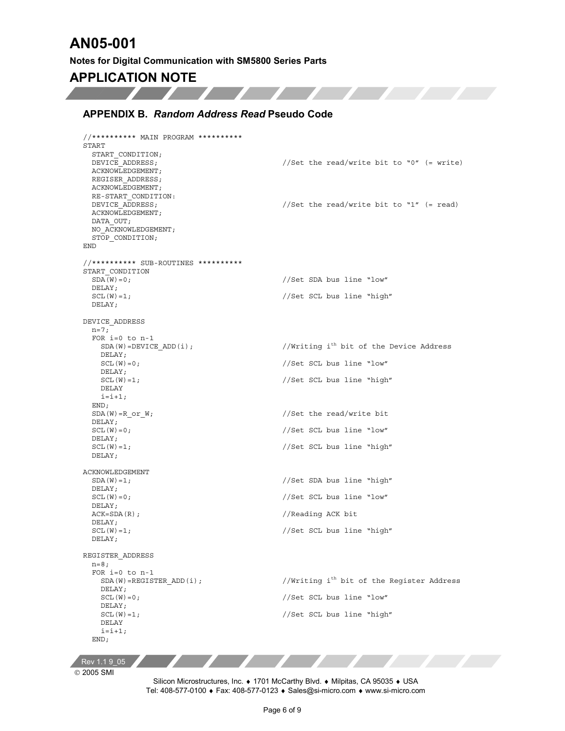## APPENDIX B. *Random Address Read* Pseudo Code

```
//********** MAIN PROGRAM **********
START
  START_CONDITION;
  DEVICE_ADDRESS;                        //Set the read/write bit to "0" (= write)
  ACKNOWLEDGEMENT;
  REGISER_ADDRESS;
  ACKNOWLEDGEMENT;
  RE-START_CONDITION:
  DEVICE_ADDRESS;                        //Set the read/write bit to "1" (= read)
  ACKNOWLEDGEMENT;
  DATA_OUT;
  NO_ACKNOWLEDGEMENT;
  STOP_CONDITION;
END

//********** SUB-ROUTINES **********
START_CONDITION
  SDA(W)=0;                              //Set SDA bus line "low"
  DELAY;
  SCL(W)=1;                              //Set SCL bus line "high"
  DELAY;

DEVICE_ADDRESS
  n=7;
  FOR i=0 to n-1
    SDA(W)=DEVICE_ADD(i);                //Writing ith bit of the Device Address
    DELAY;
    SCL(W)=0;                            //Set SCL bus line "low"
    DELAY;
    SCL(W)=1;                            //Set SCL bus line "high"
    DELAY
    i=i+1;
  END;
  SDA(W)=R_or_W;                         //Set the read/write bit
  DELAY;
  SCL(W)=0;                              //Set SCL bus line "low"
  DELAY;
  SCL(W)=1;                              //Set SCL bus line "high"
  DELAY;

ACKNOWLEDGEMENT
  SDA(W)=1;                              //Set SDA bus line "high"
  DELAY;
  SCL(W)=0;                              //Set SCL bus line "low"
  DELAY;
  ACK=SDA(R);                            //Reading ACK bit
  DELAY;
  SCL(W)=1;                              //Set SCL bus line "high"
  DELAY;

REGISTER_ADDRESS
  n=8;
  FOR i=0 to n-1
    SDA(W)=REGISTER_ADD(i);              //Writing ith bit of the Register Address
    DELAY;
    SCL(W)=0;                            //Set SCL bus line "low"
    DELAY;
    SCL(W)=1;                            //Set SCL bus line "high"
    DELAY
    i=i+1;
  END;
```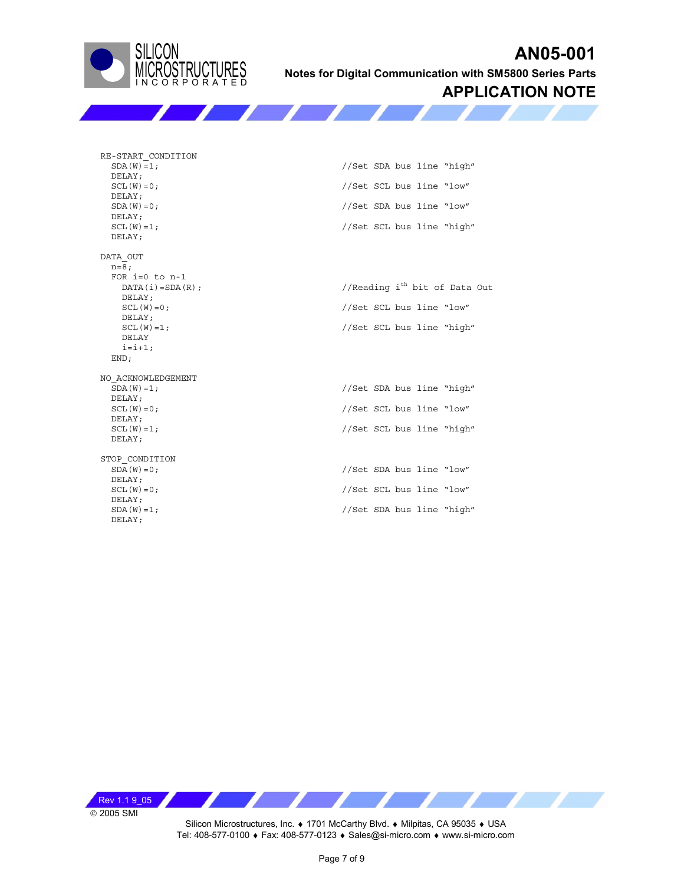```
RE-START_CONDITION
  SDA(W)=1;                                   //Set SDA bus line "high"
  DELAY;
  SCL(W)=0;                                   //Set SCL bus line "low"
  DELAY;
  SDA(W)=0;                                   //Set SDA bus line "low"
  DELAY;
  SCL(W)=1;                                   //Set SCL bus line "high"
  DELAY;

DATA_OUT
  n=8;
  FOR i=0 to n-1
    DATA(i)=SDA(R);                           //Reading ith bit of Data Out
    DELAY;
    SCL(W)=0;                                 //Set SCL bus line "low"
    DELAY;
    SCL(W)=1;                                 //Set SCL bus line "high"
    DELAY
    i=i+1;
  END;

NO_ACKNOWLEDGEMENT
  SDA(W)=1;                                   //Set SDA bus line "high"
  DELAY;
  SCL(W)=0;                                   //Set SCL bus line "low"
  DELAY;
  SCL(W)=1;                                   //Set SCL bus line "high"
  DELAY;

STOP_CONDITION
  SDA(W)=0;                                   //Set SDA bus line "low"
  DELAY;
  SCL(W)=0;                                   //Set SCL bus line "low"
  DELAY;
  SDA(W)=1;                                   //Set SDA bus line "high"
  DELAY;
```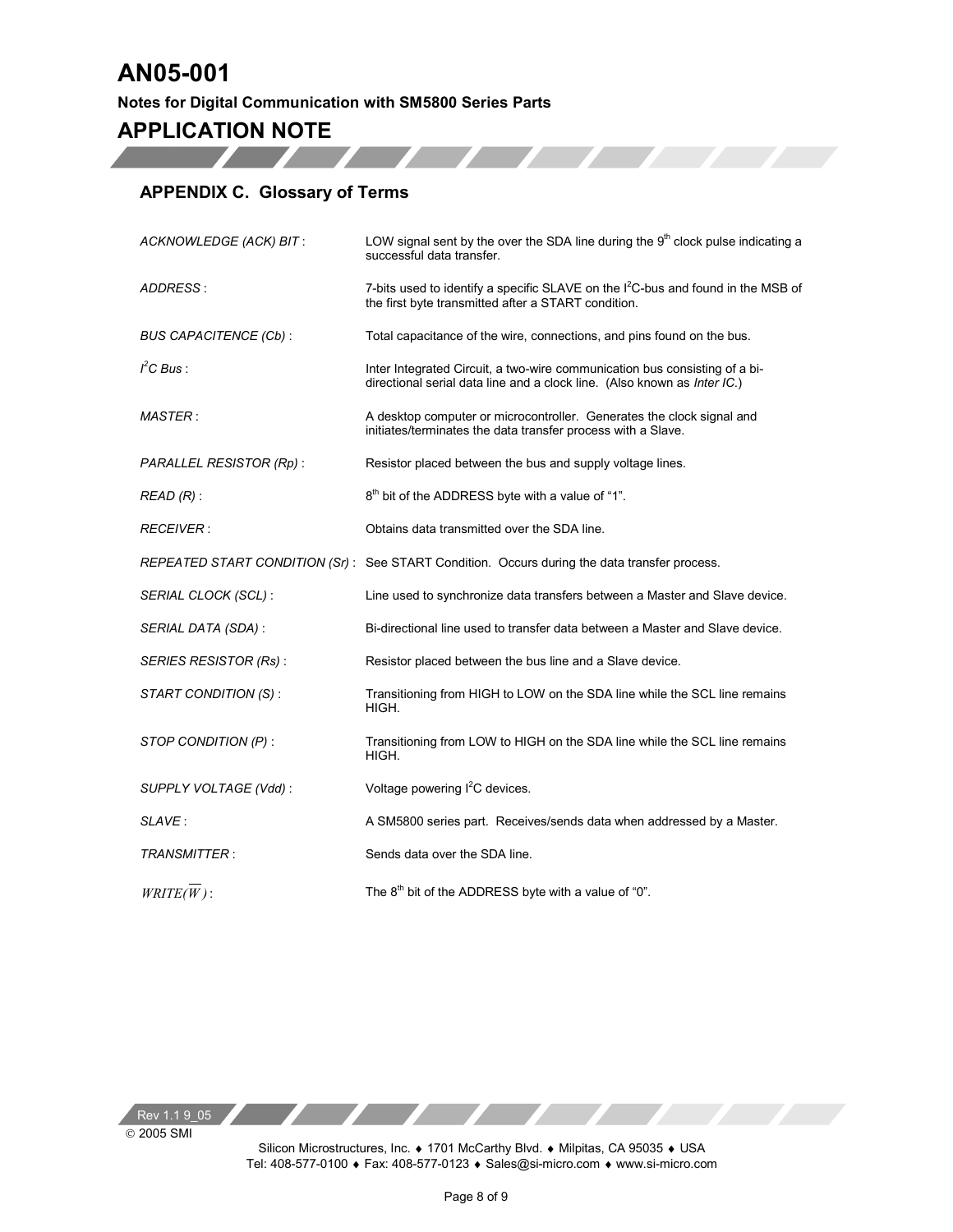## APPENDIX C. Glossary of Terms

| | |
|---|---|
| *ACKNOWLEDGE (ACK) BIT* : | LOW signal sent by the over the SDA line during the 9th clock pulse indicating a successful data transfer. |
| *ADDRESS* : | 7-bits used to identify a specific SLAVE on the I²C-bus and found in the MSB of the first byte transmitted after a START condition. |
| *BUS CAPACITENCE (Cb)* : | Total capacitance of the wire, connections, and pins found on the bus. |
| *I²C Bus* : | Inter Integrated Circuit, a two-wire communication bus consisting of a bi-directional serial data line and a clock line. (Also known as *Inter IC*.) |
| *MASTER* : | A desktop computer or microcontroller. Generates the clock signal and initiates/terminates the data transfer process with a Slave. |
| *PARALLEL RESISTOR (Rp)* : | Resistor placed between the bus and supply voltage lines. |
| *READ (R)* : | 8th bit of the ADDRESS byte with a value of "1". |
| *RECEIVER* : | Obtains data transmitted over the SDA line. |
| *REPEATED START CONDITION (Sr)* : | See START Condition. Occurs during the data transfer process. |
| *SERIAL CLOCK (SCL)* : | Line used to synchronize data transfers between a Master and Slave device. |
| *SERIAL DATA (SDA)* : | Bi-directional line used to transfer data between a Master and Slave device. |
| *SERIES RESISTOR (Rs)* : | Resistor placed between the bus line and a Slave device. |
| *START CONDITION (S)* : | Transitioning from HIGH to LOW on the SDA line while the SCL line remains HIGH. |
| *STOP CONDITION (P)* : | Transitioning from LOW to HIGH on the SDA line while the SCL line remains HIGH. |
| *SUPPLY VOLTAGE (Vdd)* : | Voltage powering I²C devices. |
| *SLAVE* : | A SM5800 series part. Receives/sends data when addressed by a Master. |
| *TRANSMITTER* : | Sends data over the SDA line. |
| $WRITE(\overline{W})$ : | The 8th bit of the ADDRESS byte with a value of "0". |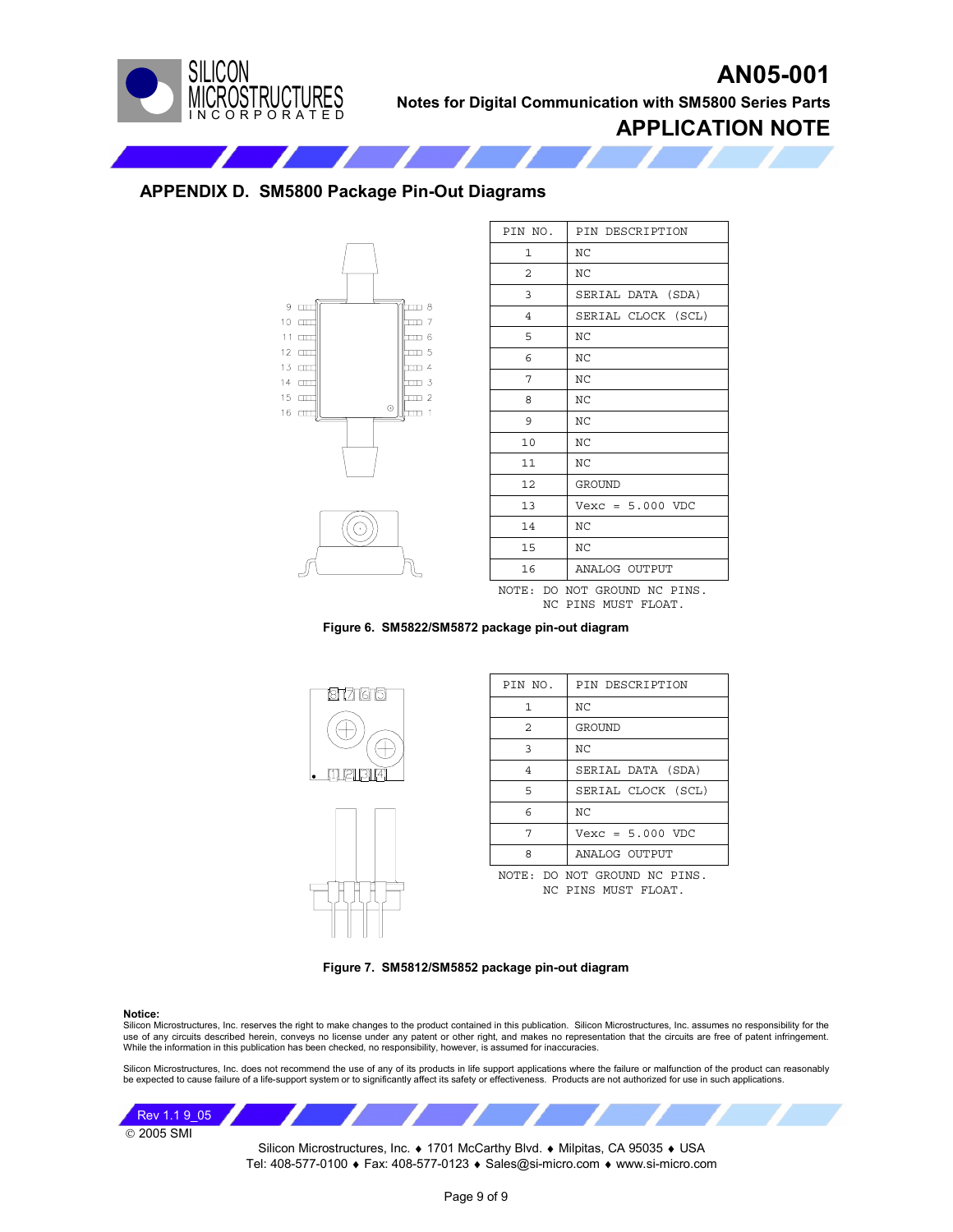## APPENDIX D. SM5800 Package Pin-Out Diagrams

| PIN NO. | PIN DESCRIPTION |
|---|---|
| 1 | NC |
| 2 | NC |
| 3 | SERIAL DATA (SDA) |
| 4 | SERIAL CLOCK (SCL) |
| 5 | NC |
| 6 | NC |
| 7 | NC |
| 8 | NC |
| 9 | NC |
| 10 | NC |
| 11 | NC |
| 12 | GROUND |
| 13 | Vexc = 5.000 VDC |
| 14 | NC |
| 15 | NC |
| 16 | ANALOG OUTPUT |

NOTE: DO NOT GROUND NC PINS. NC PINS MUST FLOAT.

**Figure 6. SM5822/SM5872 package pin-out diagram**

| PIN NO. | PIN DESCRIPTION |
|---|---|
| 1 | NC |
| 2 | GROUND |
| 3 | NC |
| 4 | SERIAL DATA (SDA) |
| 5 | SERIAL CLOCK (SCL) |
| 6 | NC |
| 7 | Vexc = 5.000 VDC |
| 8 | ANALOG OUTPUT |

NOTE: DO NOT GROUND NC PINS. NC PINS MUST FLOAT.

**Figure 7. SM5812/SM5852 package pin-out diagram**

**Notice:**
Silicon Microstructures, Inc. reserves the right to make changes to the product contained in this publication. Silicon Microstructures, Inc. assumes no responsibility for the use of any circuits described herein, conveys no license under any patent or other right, and makes no representation that the circuits are free of patent infringement. While the information in this publication has been checked, no responsibility, however, is assumed for inaccuracies.

Silicon Microstructures, Inc. does not recommend the use of any of its products in life support applications where the failure or malfunction of the product can reasonably be expected to cause failure of a life-support system or to significantly affect its safety or effectiveness. Products are not authorized for use in such applications.

Rev 1.1 9_05

© 2005 SMI

Silicon Microstructures, Inc. ♦ 1701 McCarthy Blvd. ♦ Milpitas, CA 95035 ♦ USA
Tel: 408-577-0100 ♦ Fax: 408-577-0123 ♦ Sales@si-micro.com ♦ www.si-micro.com